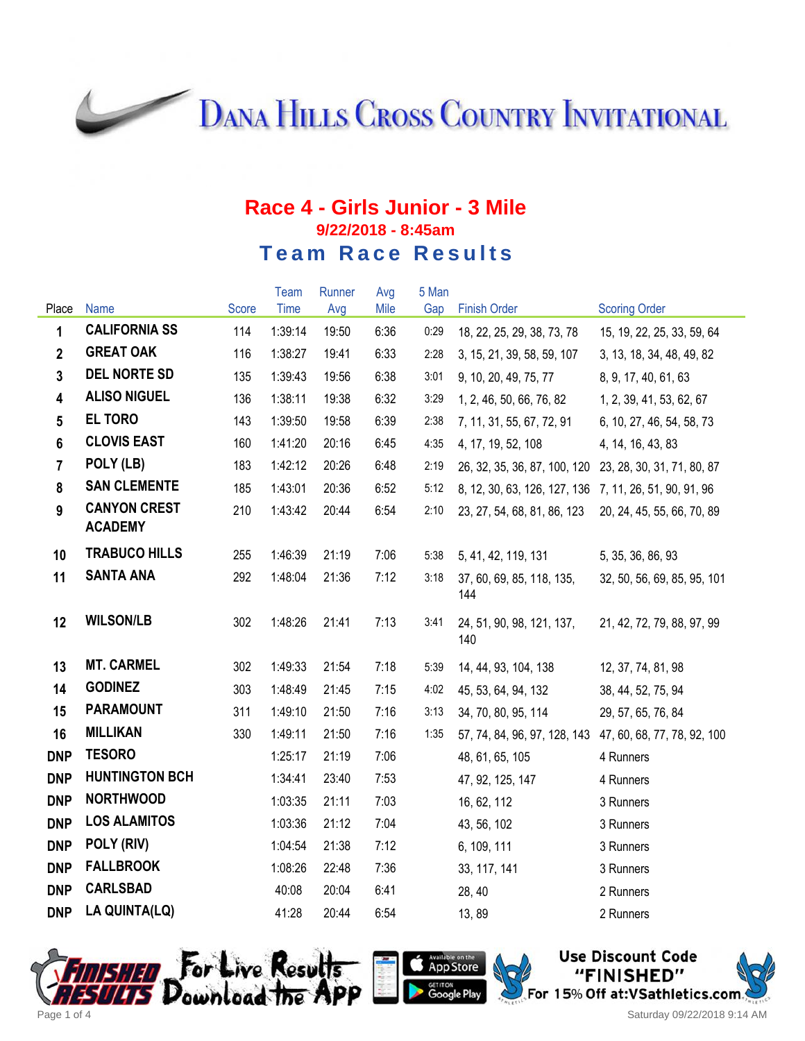# Dana Hills Cross Country Invitational

## Race 4 - Girls Junior - 3 Mile

**9/22/2018 - 8:45am**

## Team Race Results

| Place | Name | Score | Team Time | Runner Avg | Avg Mile | 5 Man Gap | Finish Order | Scoring Order |
|---|---|---|---|---|---|---|---|---|
| 1 | CALIFORNIA SS | 114 | 1:39:14 | 19:50 | 6:36 | 0:29 | 18, 22, 25, 29, 38, 73, 78 | 15, 19, 22, 25, 33, 59, 64 |
| 2 | GREAT OAK | 116 | 1:38:27 | 19:41 | 6:33 | 2:28 | 3, 15, 21, 39, 58, 59, 107 | 3, 13, 18, 34, 48, 49, 82 |
| 3 | DEL NORTE SD | 135 | 1:39:43 | 19:56 | 6:38 | 3:01 | 9, 10, 20, 49, 75, 77 | 8, 9, 17, 40, 61, 63 |
| 4 | ALISO NIGUEL | 136 | 1:38:11 | 19:38 | 6:32 | 3:29 | 1, 2, 46, 50, 66, 76, 82 | 1, 2, 39, 41, 53, 62, 67 |
| 5 | EL TORO | 143 | 1:39:50 | 19:58 | 6:39 | 2:38 | 7, 11, 31, 55, 67, 72, 91 | 6, 10, 27, 46, 54, 58, 73 |
| 6 | CLOVIS EAST | 160 | 1:41:20 | 20:16 | 6:45 | 4:35 | 4, 17, 19, 52, 108 | 4, 14, 16, 43, 83 |
| 7 | POLY (LB) | 183 | 1:42:12 | 20:26 | 6:48 | 2:19 | 26, 32, 35, 36, 87, 100, 120 | 23, 28, 30, 31, 71, 80, 87 |
| 8 | SAN CLEMENTE | 185 | 1:43:01 | 20:36 | 6:52 | 5:12 | 8, 12, 30, 63, 126, 127, 136 | 7, 11, 26, 51, 90, 91, 96 |
| 9 | CANYON CREST ACADEMY | 210 | 1:43:42 | 20:44 | 6:54 | 2:10 | 23, 27, 54, 68, 81, 86, 123 | 20, 24, 45, 55, 66, 70, 89 |
| 10 | TRABUCO HILLS | 255 | 1:46:39 | 21:19 | 7:06 | 5:38 | 5, 41, 42, 119, 131 | 5, 35, 36, 86, 93 |
| 11 | SANTA ANA | 292 | 1:48:04 | 21:36 | 7:12 | 3:18 | 37, 60, 69, 85, 118, 135, 144 | 32, 50, 56, 69, 85, 95, 101 |
| 12 | WILSON/LB | 302 | 1:48:26 | 21:41 | 7:13 | 3:41 | 24, 51, 90, 98, 121, 137, 140 | 21, 42, 72, 79, 88, 97, 99 |
| 13 | MT. CARMEL | 302 | 1:49:33 | 21:54 | 7:18 | 5:39 | 14, 44, 93, 104, 138 | 12, 37, 74, 81, 98 |
| 14 | GODINEZ | 303 | 1:48:49 | 21:45 | 7:15 | 4:02 | 45, 53, 64, 94, 132 | 38, 44, 52, 75, 94 |
| 15 | PARAMOUNT | 311 | 1:49:10 | 21:50 | 7:16 | 3:13 | 34, 70, 80, 95, 114 | 29, 57, 65, 76, 84 |
| 16 | MILLIKAN | 330 | 1:49:11 | 21:50 | 7:16 | 1:35 | 57, 74, 84, 96, 97, 128, 143 | 47, 60, 68, 77, 78, 92, 100 |
| DNP | TESORO | | 1:25:17 | 21:19 | 7:06 | | 48, 61, 65, 105 | 4 Runners |
| DNP | HUNTINGTON BCH | | 1:34:41 | 23:40 | 7:53 | | 47, 92, 125, 147 | 4 Runners |
| DNP | NORTHWOOD | | 1:03:35 | 21:11 | 7:03 | | 16, 62, 112 | 3 Runners |
| DNP | LOS ALAMITOS | | 1:03:36 | 21:12 | 7:04 | | 43, 56, 102 | 3 Runners |
| DNP | POLY (RIV) | | 1:04:54 | 21:38 | 7:12 | | 6, 109, 111 | 3 Runners |
| DNP | FALLBROOK | | 1:08:26 | 22:48 | 7:36 | | 33, 117, 141 | 3 Runners |
| DNP | CARLSBAD | | 40:08 | 20:04 | 6:41 | | 28, 40 | 2 Runners |
| DNP | LA QUINTA(LQ) | | 41:28 | 20:44 | 6:54 | | 13, 89 | 2 Runners |

Finished Results — For Live Results Download the App

Use Discount Code "FINISHED" For 15% Off at:VSathletics.com

Saturday 09/22/2018 9:14 AM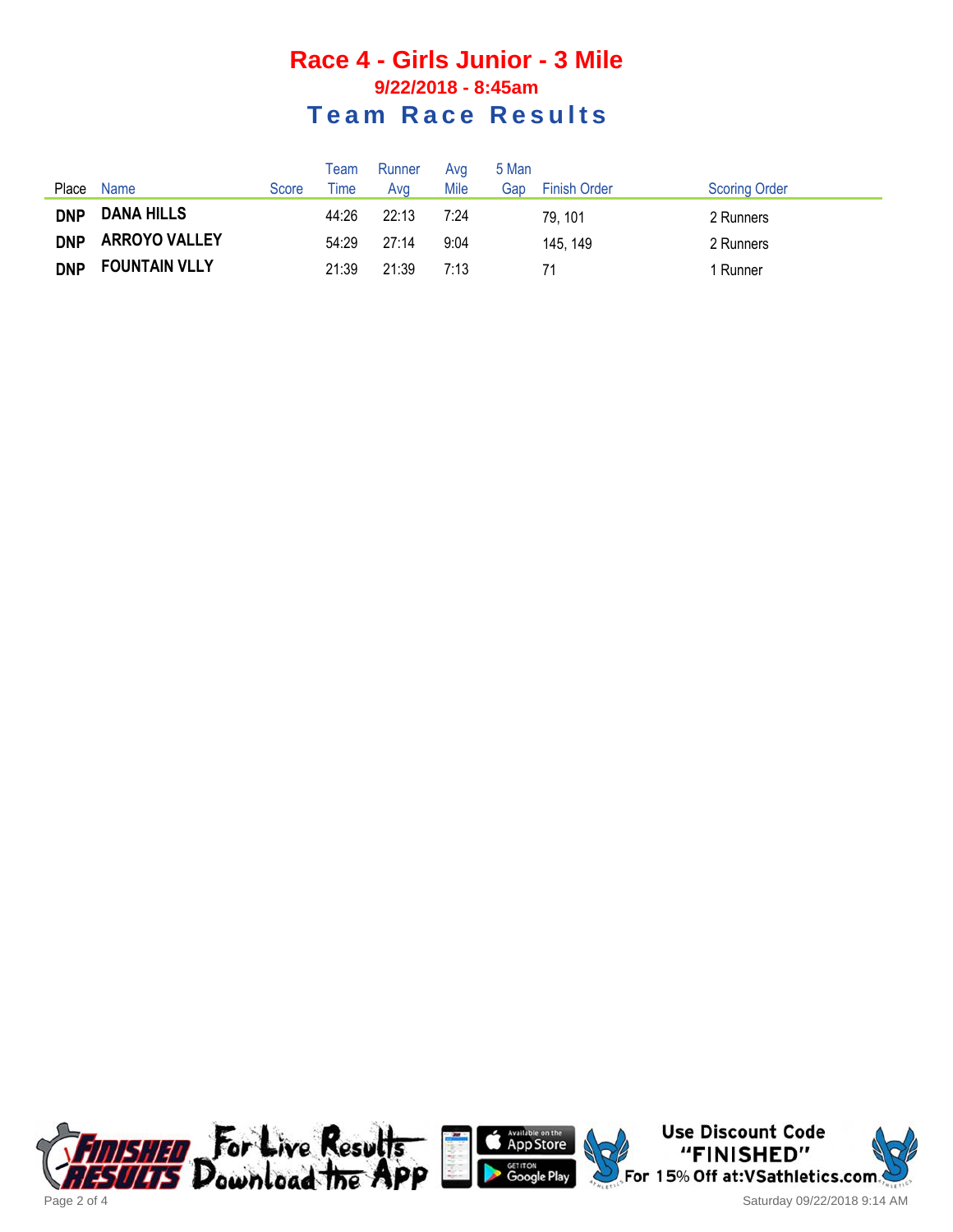# Race 4 - Girls Junior - 3 Mile

## 9/22/2018 - 8:45am

## Team Race Results

| Place | Name | Score | Team Time | Runner Avg | Avg Mile | 5 Man Gap | Finish Order | Scoring Order |
|---|---|---|---|---|---|---|---|---|
| DNP | DANA HILLS | | 44:26 | 22:13 | 7:24 | | 79, 101 | 2 Runners |
| DNP | ARROYO VALLEY | | 54:29 | 27:14 | 9:04 | | 145, 149 | 2 Runners |
| DNP | FOUNTAIN VLLY | | 21:39 | 21:39 | 7:13 | | 71 | 1 Runner |

FINISHED RESULTS For Live Results Download the APP

Available on the App Store | GET IT ON Google Play

Use Discount Code "FINISHED" For 15% Off at:VSathletics.com

Saturday 09/22/2018 9:14 AM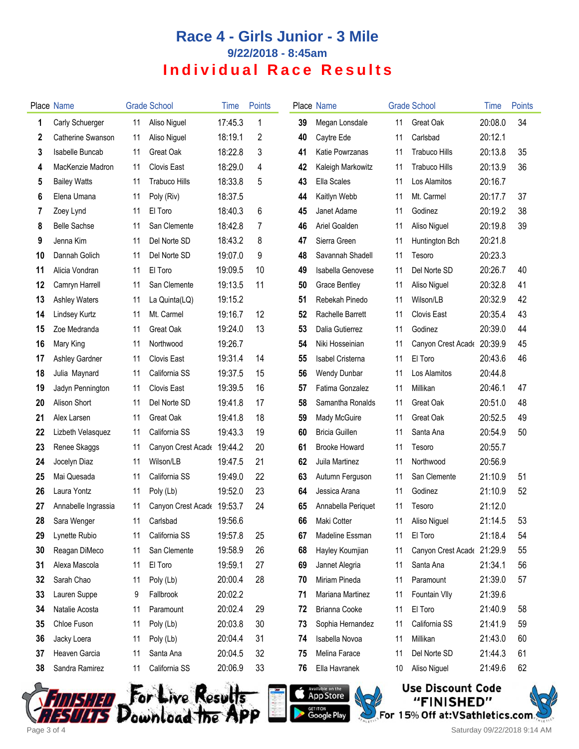# Race 4 - Girls Junior - 3 Mile

### 9/22/2018 - 8:45am

## Individual Race Results

| Place | Name | Grade | School | Time | Points |
|---|---|---|---|---|---|
| 1 | Carly Schuerger | 11 | Aliso Niguel | 17:45.3 | 1 |
| 2 | Catherine Swanson | 11 | Aliso Niguel | 18:19.1 | 2 |
| 3 | Isabelle Buncab | 11 | Great Oak | 18:22.8 | 3 |
| 4 | MacKenzie Madron | 11 | Clovis East | 18:29.0 | 4 |
| 5 | Bailey Watts | 11 | Trabuco Hills | 18:33.8 | 5 |
| 6 | Elena Umana | 11 | Poly (Riv) | 18:37.5 | |
| 7 | Zoey Lynd | 11 | El Toro | 18:40.3 | 6 |
| 8 | Belle Sachse | 11 | San Clemente | 18:42.8 | 7 |
| 9 | Jenna Kim | 11 | Del Norte SD | 18:43.2 | 8 |
| 10 | Dannah Golich | 11 | Del Norte SD | 19:07.0 | 9 |
| 11 | Alicia Vondran | 11 | El Toro | 19:09.5 | 10 |
| 12 | Camryn Harrell | 11 | San Clemente | 19:13.5 | 11 |
| 13 | Ashley Waters | 11 | La Quinta(LQ) | 19:15.2 | |
| 14 | Lindsey Kurtz | 11 | Mt. Carmel | 19:16.7 | 12 |
| 15 | Zoe Medranda | 11 | Great Oak | 19:24.0 | 13 |
| 16 | Mary King | 11 | Northwood | 19:26.7 | |
| 17 | Ashley Gardner | 11 | Clovis East | 19:31.4 | 14 |
| 18 | Julia Maynard | 11 | California SS | 19:37.5 | 15 |
| 19 | Jadyn Pennington | 11 | Clovis East | 19:39.5 | 16 |
| 20 | Alison Short | 11 | Del Norte SD | 19:41.8 | 17 |
| 21 | Alex Larsen | 11 | Great Oak | 19:41.8 | 18 |
| 22 | Lizbeth Velasquez | 11 | California SS | 19:43.3 | 19 |
| 23 | Renee Skaggs | 11 | Canyon Crest Acade | 19:44.2 | 20 |
| 24 | Jocelyn Diaz | 11 | Wilson/LB | 19:47.5 | 21 |
| 25 | Mai Quesada | 11 | California SS | 19:49.0 | 22 |
| 26 | Laura Yontz | 11 | Poly (Lb) | 19:52.0 | 23 |
| 27 | Annabelle Ingrassia | 11 | Canyon Crest Acade | 19:53.7 | 24 |
| 28 | Sara Wenger | 11 | Carlsbad | 19:56.6 | |
| 29 | Lynette Rubio | 11 | California SS | 19:57.8 | 25 |
| 30 | Reagan DiMeco | 11 | San Clemente | 19:58.9 | 26 |
| 31 | Alexa Mascola | 11 | El Toro | 19:59.1 | 27 |
| 32 | Sarah Chao | 11 | Poly (Lb) | 20:00.4 | 28 |
| 33 | Lauren Suppe | 9 | Fallbrook | 20:02.2 | |
| 34 | Natalie Acosta | 11 | Paramount | 20:02.4 | 29 |
| 35 | Chloe Fuson | 11 | Poly (Lb) | 20:03.8 | 30 |
| 36 | Jacky Loera | 11 | Poly (Lb) | 20:04.4 | 31 |
| 37 | Heaven Garcia | 11 | Santa Ana | 20:04.5 | 32 |
| 38 | Sandra Ramirez | 11 | California SS | 20:06.9 | 33 |
| 39 | Megan Lonsdale | 11 | Great Oak | 20:08.0 | 34 |
| 40 | Caytre Ede | 11 | Carlsbad | 20:12.1 | |
| 41 | Katie Powrzanas | 11 | Trabuco Hills | 20:13.8 | 35 |
| 42 | Kaleigh Markowitz | 11 | Trabuco Hills | 20:13.9 | 36 |
| 43 | Ella Scales | 11 | Los Alamitos | 20:16.7 | |
| 44 | Kaitlyn Webb | 11 | Mt. Carmel | 20:17.7 | 37 |
| 45 | Janet Adame | 11 | Godinez | 20:19.2 | 38 |
| 46 | Ariel Goalden | 11 | Aliso Niguel | 20:19.8 | 39 |
| 47 | Sierra Green | 11 | Huntington Bch | 20:21.8 | |
| 48 | Savannah Shadell | 11 | Tesoro | 20:23.3 | |
| 49 | Isabella Genovese | 11 | Del Norte SD | 20:26.7 | 40 |
| 50 | Grace Bentley | 11 | Aliso Niguel | 20:32.8 | 41 |
| 51 | Rebekah Pinedo | 11 | Wilson/LB | 20:32.9 | 42 |
| 52 | Rachelle Barrett | 11 | Clovis East | 20:35.4 | 43 |
| 53 | Dalia Gutierrez | 11 | Godinez | 20:39.0 | 44 |
| 54 | Niki Hosseinian | 11 | Canyon Crest Acade | 20:39.9 | 45 |
| 55 | Isabel Cristerna | 11 | El Toro | 20:43.6 | 46 |
| 56 | Wendy Dunbar | 11 | Los Alamitos | 20:44.8 | |
| 57 | Fatima Gonzalez | 11 | Millikan | 20:46.1 | 47 |
| 58 | Samantha Ronalds | 11 | Great Oak | 20:51.0 | 48 |
| 59 | Mady McGuire | 11 | Great Oak | 20:52.5 | 49 |
| 60 | Bricia Guillen | 11 | Santa Ana | 20:54.9 | 50 |
| 61 | Brooke Howard | 11 | Tesoro | 20:55.7 | |
| 62 | Juila Martinez | 11 | Northwood | 20:56.9 | |
| 63 | Autumn Ferguson | 11 | San Clemente | 21:10.9 | 51 |
| 64 | Jessica Arana | 11 | Godinez | 21:10.9 | 52 |
| 65 | Annabella Periquet | 11 | Tesoro | 21:12.0 | |
| 66 | Maki Cotter | 11 | Aliso Niguel | 21:14.5 | 53 |
| 67 | Madeline Essman | 11 | El Toro | 21:18.4 | 54 |
| 68 | Hayley Koumjian | 11 | Canyon Crest Acade | 21:29.9 | 55 |
| 69 | Jannet Alegria | 11 | Santa Ana | 21:34.1 | 56 |
| 70 | Miriam Pineda | 11 | Paramount | 21:39.0 | 57 |
| 71 | Mariana Martinez | 11 | Fountain Vlly | 21:39.6 | |
| 72 | Brianna Cooke | 11 | El Toro | 21:40.9 | 58 |
| 73 | Sophia Hernandez | 11 | California SS | 21:41.9 | 59 |
| 74 | Isabella Novoa | 11 | Millikan | 21:43.0 | 60 |
| 75 | Melina Farace | 11 | Del Norte SD | 21:44.3 | 61 |
| 76 | Ella Havranek | 10 | Aliso Niguel | 21:49.6 | 62 |

Finished Results — For Live Results Download the App — Available on the App Store — Get it on Google Play

Use Discount Code "FINISHED" For 15% Off at:VSathletics.com

Saturday 09/22/2018 9:14 AM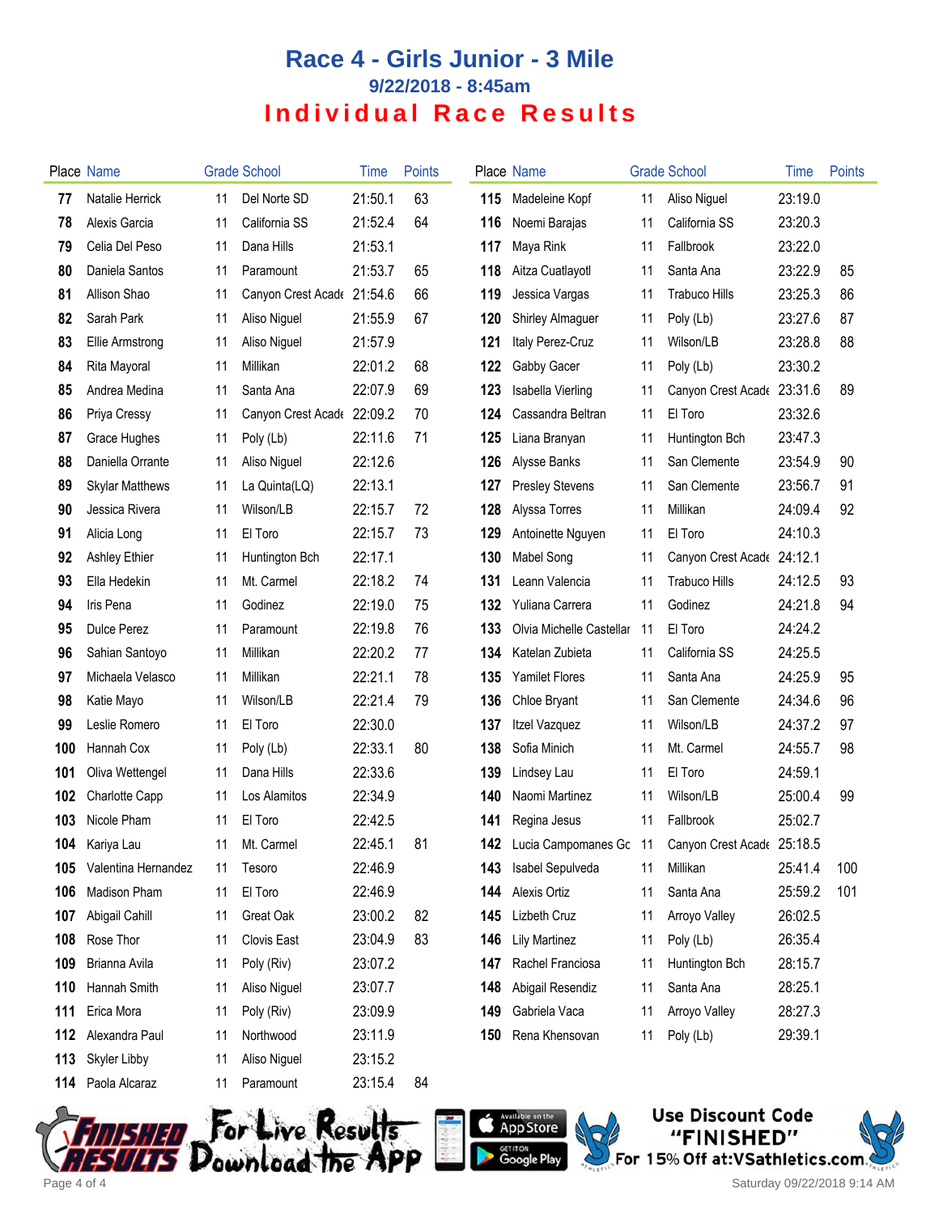# Race 4 - Girls Junior - 3 Mile

## 9/22/2018 - 8:45am

## Individual Race Results

| Place | Name | Grade | School | Time | Points |
|---|---|---|---|---|---|
| 77 | Natalie Herrick | 11 | Del Norte SD | 21:50.1 | 63 |
| 78 | Alexis Garcia | 11 | California SS | 21:52.4 | 64 |
| 79 | Celia Del Peso | 11 | Dana Hills | 21:53.1 | |
| 80 | Daniela Santos | 11 | Paramount | 21:53.7 | 65 |
| 81 | Allison Shao | 11 | Canyon Crest Acade | 21:54.6 | 66 |
| 82 | Sarah Park | 11 | Aliso Niguel | 21:55.9 | 67 |
| 83 | Ellie Armstrong | 11 | Aliso Niguel | 21:57.9 | |
| 84 | Rita Mayoral | 11 | Millikan | 22:01.2 | 68 |
| 85 | Andrea Medina | 11 | Santa Ana | 22:07.9 | 69 |
| 86 | Priya Cressy | 11 | Canyon Crest Acade | 22:09.2 | 70 |
| 87 | Grace Hughes | 11 | Poly (Lb) | 22:11.6 | 71 |
| 88 | Daniella Orrante | 11 | Aliso Niguel | 22:12.6 | |
| 89 | Skylar Matthews | 11 | La Quinta(LQ) | 22:13.1 | |
| 90 | Jessica Rivera | 11 | Wilson/LB | 22:15.7 | 72 |
| 91 | Alicia Long | 11 | El Toro | 22:15.7 | 73 |
| 92 | Ashley Ethier | 11 | Huntington Bch | 22:17.1 | |
| 93 | Ella Hedekin | 11 | Mt. Carmel | 22:18.2 | 74 |
| 94 | Iris Pena | 11 | Godinez | 22:19.0 | 75 |
| 95 | Dulce Perez | 11 | Paramount | 22:19.8 | 76 |
| 96 | Sahian Santoyo | 11 | Millikan | 22:20.2 | 77 |
| 97 | Michaela Velasco | 11 | Millikan | 22:21.1 | 78 |
| 98 | Katie Mayo | 11 | Wilson/LB | 22:21.4 | 79 |
| 99 | Leslie Romero | 11 | El Toro | 22:30.0 | |
| 100 | Hannah Cox | 11 | Poly (Lb) | 22:33.1 | 80 |
| 101 | Oliva Wettengel | 11 | Dana Hills | 22:33.6 | |
| 102 | Charlotte Capp | 11 | Los Alamitos | 22:34.9 | |
| 103 | Nicole Pham | 11 | El Toro | 22:42.5 | |
| 104 | Kariya Lau | 11 | Mt. Carmel | 22:45.1 | 81 |
| 105 | Valentina Hernandez | 11 | Tesoro | 22:46.9 | |
| 106 | Madison Pham | 11 | El Toro | 22:46.9 | |
| 107 | Abigail Cahill | 11 | Great Oak | 23:00.2 | 82 |
| 108 | Rose Thor | 11 | Clovis East | 23:04.9 | 83 |
| 109 | Brianna Avila | 11 | Poly (Riv) | 23:07.2 | |
| 110 | Hannah Smith | 11 | Aliso Niguel | 23:07.7 | |
| 111 | Erica Mora | 11 | Poly (Riv) | 23:09.9 | |
| 112 | Alexandra Paul | 11 | Northwood | 23:11.9 | |
| 113 | Skyler Libby | 11 | Aliso Niguel | 23:15.2 | |
| 114 | Paola Alcaraz | 11 | Paramount | 23:15.4 | 84 |
| 115 | Madeleine Kopf | 11 | Aliso Niguel | 23:19.0 | |
| 116 | Noemi Barajas | 11 | California SS | 23:20.3 | |
| 117 | Maya Rink | 11 | Fallbrook | 23:22.0 | |
| 118 | Aitza Cuatlayotl | 11 | Santa Ana | 23:22.9 | 85 |
| 119 | Jessica Vargas | 11 | Trabuco Hills | 23:25.3 | 86 |
| 120 | Shirley Almaguer | 11 | Poly (Lb) | 23:27.6 | 87 |
| 121 | Italy Perez-Cruz | 11 | Wilson/LB | 23:28.8 | 88 |
| 122 | Gabby Gacer | 11 | Poly (Lb) | 23:30.2 | |
| 123 | Isabella Vierling | 11 | Canyon Crest Acade | 23:31.6 | 89 |
| 124 | Cassandra Beltran | 11 | El Toro | 23:32.6 | |
| 125 | Liana Branyan | 11 | Huntington Bch | 23:47.3 | |
| 126 | Alysse Banks | 11 | San Clemente | 23:54.9 | 90 |
| 127 | Presley Stevens | 11 | San Clemente | 23:56.7 | 91 |
| 128 | Alyssa Torres | 11 | Millikan | 24:09.4 | 92 |
| 129 | Antoinette Nguyen | 11 | El Toro | 24:10.3 | |
| 130 | Mabel Song | 11 | Canyon Crest Acade | 24:12.1 | |
| 131 | Leann Valencia | 11 | Trabuco Hills | 24:12.5 | 93 |
| 132 | Yuliana Carrera | 11 | Godinez | 24:21.8 | 94 |
| 133 | Olvia Michelle Castellar | 11 | El Toro | 24:24.2 | |
| 134 | Katelan Zubieta | 11 | California SS | 24:25.5 | |
| 135 | Yamilet Flores | 11 | Santa Ana | 24:25.9 | 95 |
| 136 | Chloe Bryant | 11 | San Clemente | 24:34.6 | 96 |
| 137 | Itzel Vazquez | 11 | Wilson/LB | 24:37.2 | 97 |
| 138 | Sofia Minich | 11 | Mt. Carmel | 24:55.7 | 98 |
| 139 | Lindsey Lau | 11 | El Toro | 24:59.1 | |
| 140 | Naomi Martinez | 11 | Wilson/LB | 25:00.4 | 99 |
| 141 | Regina Jesus | 11 | Fallbrook | 25:02.7 | |
| 142 | Lucia Campomanes Gc | 11 | Canyon Crest Acade | 25:18.5 | |
| 143 | Isabel Sepulveda | 11 | Millikan | 25:41.4 | 100 |
| 144 | Alexis Ortiz | 11 | Santa Ana | 25:59.2 | 101 |
| 145 | Lizbeth Cruz | 11 | Arroyo Valley | 26:02.5 | |
| 146 | Lily Martinez | 11 | Poly (Lb) | 26:35.4 | |
| 147 | Rachel Franciosa | 11 | Huntington Bch | 28:15.7 | |
| 148 | Abigail Resendiz | 11 | Santa Ana | 28:25.1 | |
| 149 | Gabriela Vaca | 11 | Arroyo Valley | 28:27.3 | |
| 150 | Rena Khensovan | 11 | Poly (Lb) | 29:39.1 | |

Finished Results — For Live Results Download the App — Available on the App Store / Get it on Google Play

Use Discount Code "FINISHED" For 15% Off at:VSathletics.com

Saturday 09/22/2018 9:14 AM